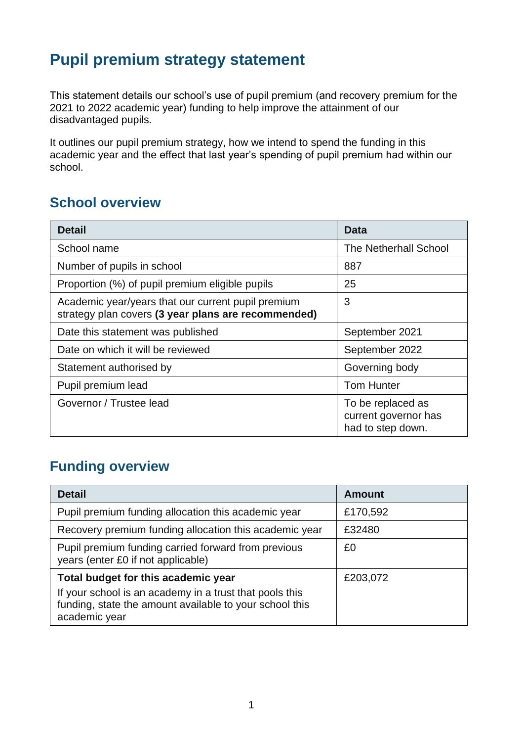# Pupil premium strategy statement

This statement details our school's use of pupil premium (and recovery premium for the 2021 to 2022 academic year) funding to help improve the attainment of our disadvantaged pupils.

It outlines our pupil premium strategy, how we intend to spend the funding in this academic year and the effect that last year's spending of pupil premium had within our school.

## School overview

| Detail | Data |
|---|---|
| School name | The Netherhall School |
| Number of pupils in school | 887 |
| Proportion (%) of pupil premium eligible pupils | 25 |
| Academic year/years that our current pupil premium strategy plan covers **(3 year plans are recommended)** | 3 |
| Date this statement was published | September 2021 |
| Date on which it will be reviewed | September 2022 |
| Statement authorised by | Governing body |
| Pupil premium lead | Tom Hunter |
| Governor / Trustee lead | To be replaced as current governor has had to step down. |

## Funding overview

| Detail | Amount |
|---|---|
| Pupil premium funding allocation this academic year | £170,592 |
| Recovery premium funding allocation this academic year | £32480 |
| Pupil premium funding carried forward from previous years (enter £0 if not applicable) | £0 |
| **Total budget for this academic year**<br>If your school is an academy in a trust that pools this funding, state the amount available to your school this academic year | £203,072 |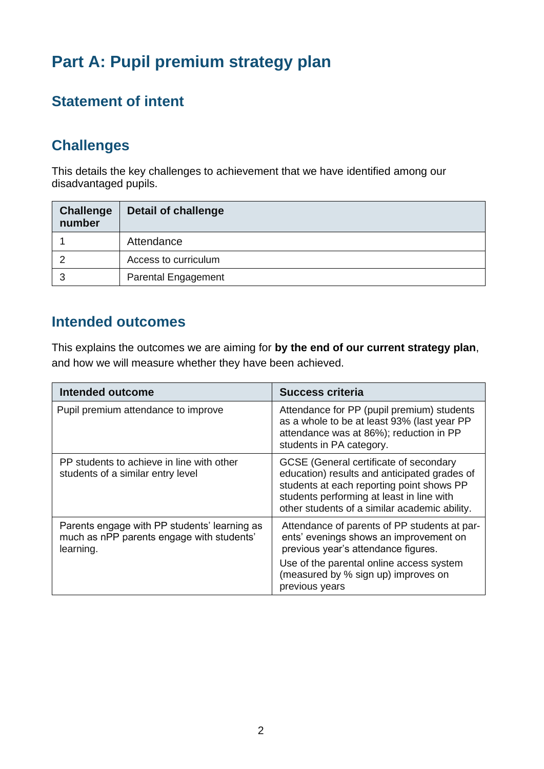# Part A: Pupil premium strategy plan

## Statement of intent

## Challenges

This details the key challenges to achievement that we have identified among our disadvantaged pupils.

| Challenge number | Detail of challenge |
|---|---|
| 1 | Attendance |
| 2 | Access to curriculum |
| 3 | Parental Engagement |

## Intended outcomes

This explains the outcomes we are aiming for **by the end of our current strategy plan**, and how we will measure whether they have been achieved.

| Intended outcome | Success criteria |
|---|---|
| Pupil premium attendance to improve | Attendance for PP (pupil premium) students as a whole to be at least 93% (last year PP attendance was at 86%); reduction in PP students in PA category. |
| PP students to achieve in line with other students of a similar entry level | GCSE (General certificate of secondary education) results and anticipated grades of students at each reporting point shows PP students performing at least in line with other students of a similar academic ability. |
| Parents engage with PP students' learning as much as nPP parents engage with students' learning. | Attendance of parents of PP students at parents' evenings shows an improvement on previous year's attendance figures.<br>Use of the parental online access system (measured by % sign up) improves on previous years |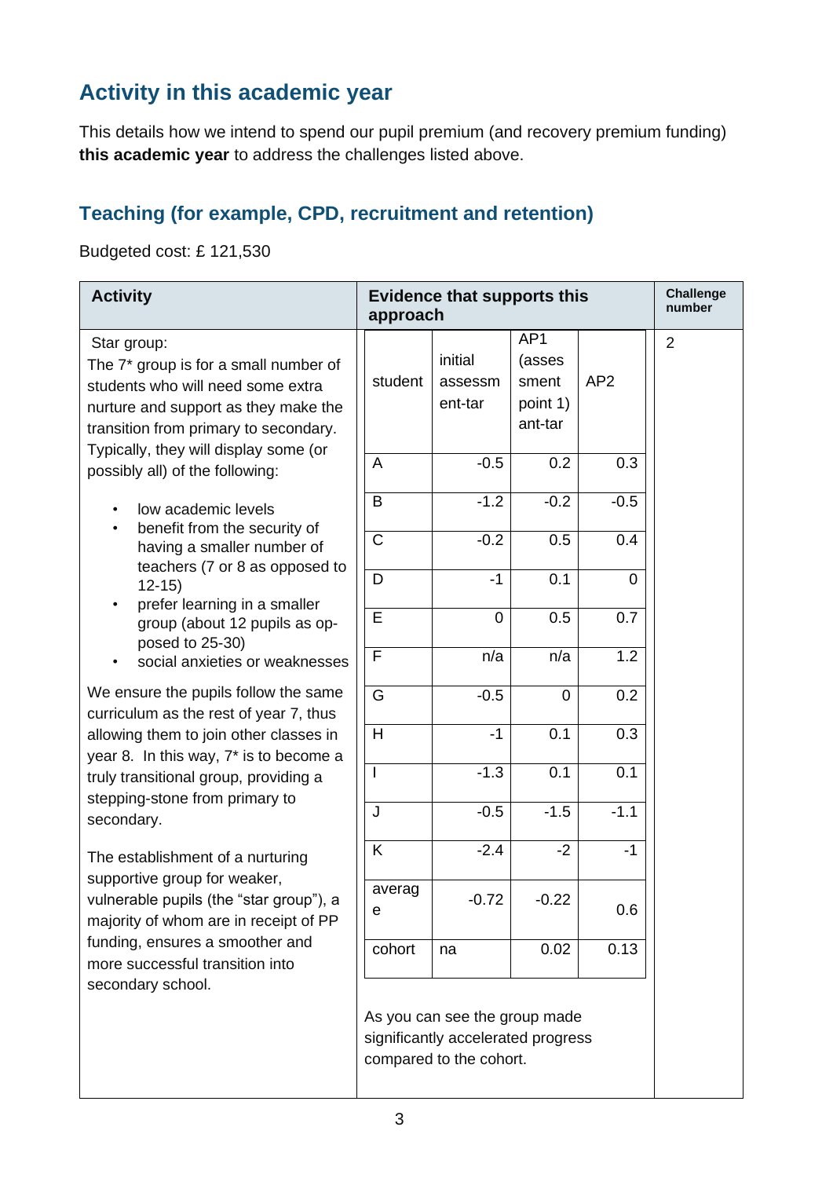## Activity in this academic year

This details how we intend to spend our pupil premium (and recovery premium funding) **this academic year** to address the challenges listed above.

### Teaching (for example, CPD, recruitment and retention)

Budgeted cost: £ 121,530

| Activity | Evidence that supports this approach | Challenge number |
|---|---|---|
| Star group:<br>The 7* group is for a small number of students who will need some extra nurture and support as they make the transition from primary to secondary. Typically, they will display some (or possibly all) of the following:<br>• low academic levels<br>• benefit from the security of having a smaller number of teachers (7 or 8 as opposed to 12-15)<br>• prefer learning in a smaller group (about 12 pupils as opposed to 25-30)<br>• social anxieties or weaknesses<br><br>We ensure the pupils follow the same curriculum as the rest of year 7, thus allowing them to join other classes in year 8. In this way, 7* is to become a truly transitional group, providing a stepping-stone from primary to secondary.<br><br>The establishment of a nurturing supportive group for weaker, vulnerable pupils (the "star group"), a majority of whom are in receipt of PP funding, ensures a smoother and more successful transition into secondary school. | See table below.<br><br>As you can see the group made significantly accelerated progress compared to the cohort. | 2 |

| student | initial assessment-tar | AP1 (assessment point 1) ant-tar | AP2 |
|---|---|---|---|
| A | -0.5 | 0.2 | 0.3 |
| B | -1.2 | -0.2 | -0.5 |
| C | -0.2 | 0.5 | 0.4 |
| D | -1 | 0.1 | 0 |
| E | 0 | 0.5 | 0.7 |
| F | n/a | n/a | 1.2 |
| G | -0.5 | 0 | 0.2 |
| H | -1 | 0.1 | 0.3 |
| I | -1.3 | 0.1 | 0.1 |
| J | -0.5 | -1.5 | -1.1 |
| K | -2.4 | -2 | -1 |
| average | -0.72 | -0.22 | 0.6 |
| cohort | na | 0.02 | 0.13 |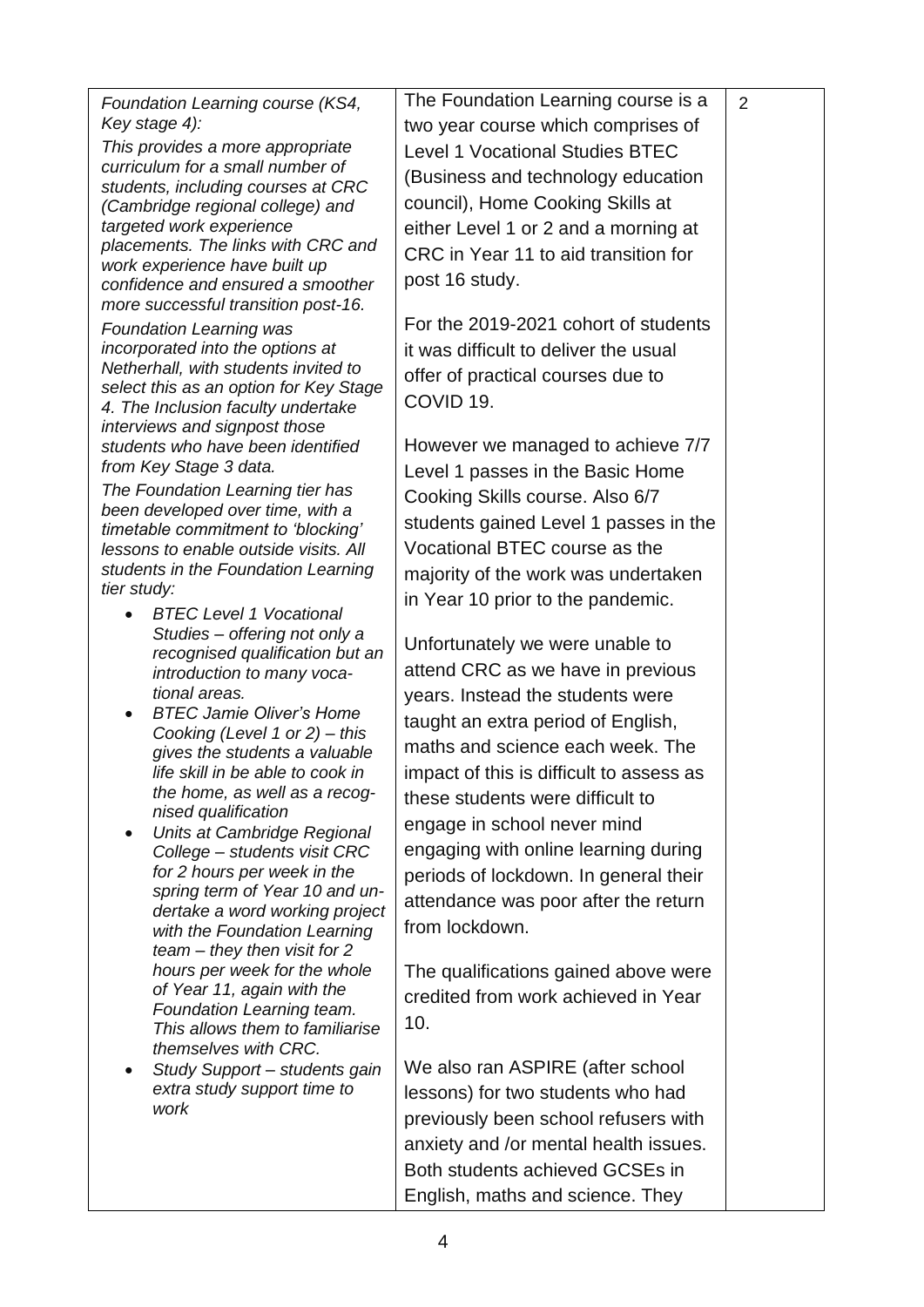| | | |
|---|---|---|
| *Foundation Learning course (KS4, Key stage 4):*<br>*This provides a more appropriate curriculum for a small number of students, including courses at CRC (Cambridge regional college) and targeted work experience placements. The links with CRC and work experience have built up confidence and ensured a smoother more successful transition post-16.*<br>*Foundation Learning was incorporated into the options at Netherhall, with students invited to select this as an option for Key Stage 4. The Inclusion faculty undertake interviews and signpost those students who have been identified from Key Stage 3 data.*<br>*The Foundation Learning tier has been developed over time, with a timetable commitment to 'blocking' lessons to enable outside visits. All students in the Foundation Learning tier study:*<br>• *BTEC Level 1 Vocational Studies – offering not only a recognised qualification but an introduction to many vocational areas.*<br>• *BTEC Jamie Oliver's Home Cooking (Level 1 or 2) – this gives the students a valuable life skill in be able to cook in the home, as well as a recognised qualification*<br>• *Units at Cambridge Regional College – students visit CRC for 2 hours per week in the spring term of Year 10 and undertake a word working project with the Foundation Learning team – they then visit for 2 hours per week for the whole of Year 11, again with the Foundation Learning team. This allows them to familiarise themselves with CRC.*<br>• *Study Support – students gain extra study support time to work* | The Foundation Learning course is a two year course which comprises of Level 1 Vocational Studies BTEC (Business and technology education council), Home Cooking Skills at either Level 1 or 2 and a morning at CRC in Year 11 to aid transition for post 16 study.<br><br>For the 2019-2021 cohort of students it was difficult to deliver the usual offer of practical courses due to COVID 19.<br><br>However we managed to achieve 7/7 Level 1 passes in the Basic Home Cooking Skills course. Also 6/7 students gained Level 1 passes in the Vocational BTEC course as the majority of the work was undertaken in Year 10 prior to the pandemic.<br><br>Unfortunately we were unable to attend CRC as we have in previous years. Instead the students were taught an extra period of English, maths and science each week. The impact of this is difficult to assess as these students were difficult to engage in school never mind engaging with online learning during periods of lockdown. In general their attendance was poor after the return from lockdown.<br><br>The qualifications gained above were credited from work achieved in Year 10.<br><br>We also ran ASPIRE (after school lessons) for two students who had previously been school refusers with anxiety and /or mental health issues. Both students achieved GCSEs in English, maths and science. They | 2 |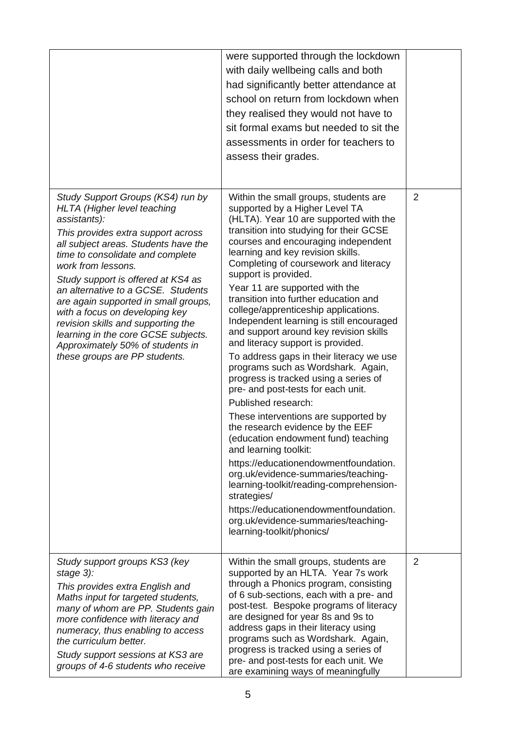| | | |
|---|---|---|
| | were supported through the lockdown with daily wellbeing calls and both had significantly better attendance at school on return from lockdown when they realised they would not have to sit formal exams but needed to sit the assessments in order for teachers to assess their grades. | |
| *Study Support Groups (KS4) run by HLTA (Higher level teaching assistants):*<br><br>*This provides extra support across all subject areas. Students have the time to consolidate and complete work from lessons.*<br><br>*Study support is offered at KS4 as an alternative to a GCSE. Students are again supported in small groups, with a focus on developing key revision skills and supporting the learning in the core GCSE subjects. Approximately 50% of students in these groups are PP students.* | Within the small groups, students are supported by a Higher Level TA (HLTA). Year 10 are supported with the transition into studying for their GCSE courses and encouraging independent learning and key revision skills. Completing of coursework and literacy support is provided.<br><br>Year 11 are supported with the transition into further education and college/apprenticeship applications. Independent learning is still encouraged and support around key revision skills and literacy support is provided.<br><br>To address gaps in their literacy we use programs such as Wordshark. Again, progress is tracked using a series of pre- and post-tests for each unit.<br><br>Published research:<br><br>These interventions are supported by the research evidence by the EEF (education endowment fund) teaching and learning toolkit:<br><br>https://educationendowmentfoundation.org.uk/evidence-summaries/teaching-learning-toolkit/reading-comprehension-strategies/<br><br>https://educationendowmentfoundation.org.uk/evidence-summaries/teaching-learning-toolkit/phonics/ | 2 |
| *Study support groups KS3 (key stage 3):*<br><br>*This provides extra English and Maths input for targeted students, many of whom are PP. Students gain more confidence with literacy and numeracy, thus enabling to access the curriculum better.*<br><br>*Study support sessions at KS3 are groups of 4-6 students who receive* | Within the small groups, students are supported by an HLTA. Year 7s work through a Phonics program, consisting of 6 sub-sections, each with a pre- and post-test. Bespoke programs of literacy are designed for year 8s and 9s to address gaps in their literacy using programs such as Wordshark. Again, progress is tracked using a series of pre- and post-tests for each unit. We are examining ways of meaningfully | 2 |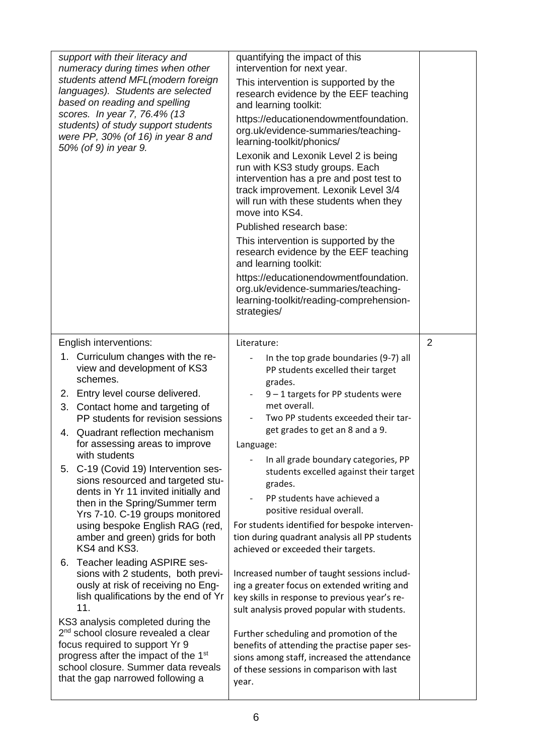| | | |
|---|---|---|
| *support with their literacy and numeracy during times when other students attend MFL(modern foreign languages). Students are selected based on reading and spelling scores. In year 7, 76.4% (13 students) of study support students were PP, 30% (of 16) in year 8 and 50% (of 9) in year 9.* | quantifying the impact of this intervention for next year.<br><br>This intervention is supported by the research evidence by the EEF teaching and learning toolkit:<br><br>https://educationendowmentfoundation.org.uk/evidence-summaries/teaching-learning-toolkit/phonics/<br><br>Lexonik and Lexonik Level 2 is being run with KS3 study groups. Each intervention has a pre and post test to track improvement. Lexonik Level 3/4 will run with these students when they move into KS4.<br><br>Published research base:<br><br>This intervention is supported by the research evidence by the EEF teaching and learning toolkit:<br><br>https://educationendowmentfoundation.org.uk/evidence-summaries/teaching-learning-toolkit/reading-comprehension-strategies/ | |
| English interventions:<br><br>1. Curriculum changes with the review and development of KS3 schemes.<br>2. Entry level course delivered.<br>3. Contact home and targeting of PP students for revision sessions<br>4. Quadrant reflection mechanism for assessing areas to improve with students<br>5. C-19 (Covid 19) Intervention sessions resourced and targeted students in Yr 11 invited initially and then in the Spring/Summer term Yrs 7-10. C-19 groups monitored using bespoke English RAG (red, amber and green) grids for both KS4 and KS3.<br>6. Teacher leading ASPIRE sessions with 2 students, both previously at risk of receiving no English qualifications by the end of Yr 11.<br><br>KS3 analysis completed during the 2nd school closure revealed a clear focus required to support Yr 9 progress after the impact of the 1st school closure. Summer data reveals that the gap narrowed following a | Literature:<br><br>- In the top grade boundaries (9-7) all PP students excelled their target grades.<br>- 9 – 1 targets for PP students were met overall.<br>- Two PP students exceeded their target grades to get an 8 and a 9.<br><br>Language:<br><br>- In all grade boundary categories, PP students excelled against their target grades.<br>- PP students have achieved a positive residual overall.<br><br>For students identified for bespoke intervention during quadrant analysis all PP students achieved or exceeded their targets.<br><br>Increased number of taught sessions including a greater focus on extended writing and key skills in response to previous year's result analysis proved popular with students.<br><br>Further scheduling and promotion of the benefits of attending the practise paper sessions among staff, increased the attendance of these sessions in comparison with last year. | 2 |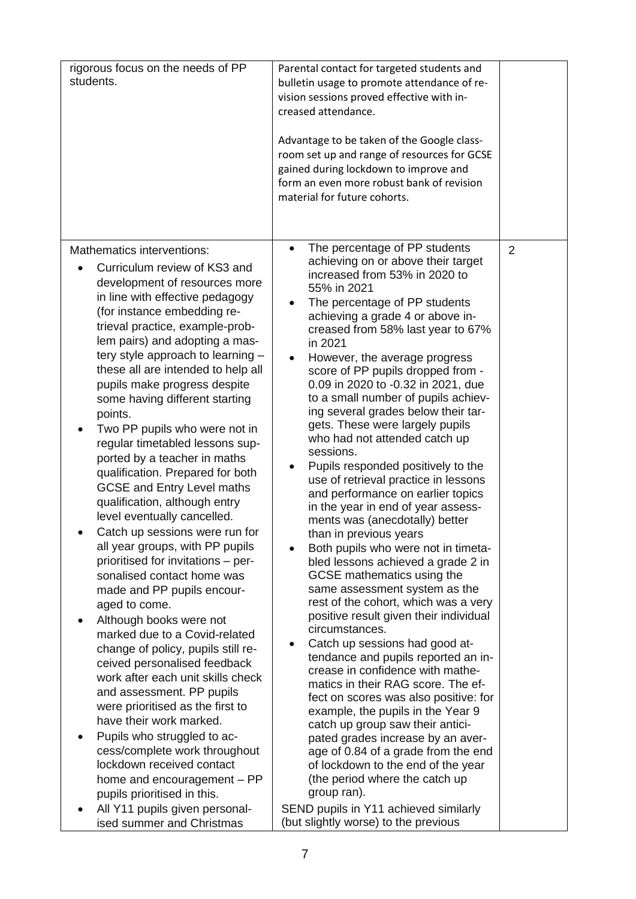| | | |
|---|---|---|
| rigorous focus on the needs of PP students. | Parental contact for targeted students and bulletin usage to promote attendance of revision sessions proved effective with increased attendance.<br><br>Advantage to be taken of the Google classroom set up and range of resources for GCSE gained during lockdown to improve and form an even more robust bank of revision material for future cohorts. | |
| Mathematics interventions:<br>• Curriculum review of KS3 and development of resources more in line with effective pedagogy (for instance embedding retrieval practice, example-problem pairs) and adopting a mastery style approach to learning – these all are intended to help all pupils make progress despite some having different starting points.<br>• Two PP pupils who were not in regular timetabled lessons supported by a teacher in maths qualification. Prepared for both GCSE and Entry Level maths qualification, although entry level eventually cancelled.<br>• Catch up sessions were run for all year groups, with PP pupils prioritised for invitations – personalised contact home was made and PP pupils encouraged to come.<br>• Although books were not marked due to a Covid-related change of policy, pupils still received personalised feedback work after each unit skills check and assessment. PP pupils were prioritised as the first to have their work marked.<br>• Pupils who struggled to access/complete work throughout lockdown received contact home and encouragement – PP pupils prioritised in this.<br>• All Y11 pupils given personalised summer and Christmas | • The percentage of PP students achieving on or above their target increased from 53% in 2020 to 55% in 2021<br>• The percentage of PP students achieving a grade 4 or above increased from 58% last year to 67% in 2021<br>• However, the average progress score of PP pupils dropped from -0.09 in 2020 to -0.32 in 2021, due to a small number of pupils achieving several grades below their targets. These were largely pupils who had not attended catch up sessions.<br>• Pupils responded positively to the use of retrieval practice in lessons and performance on earlier topics in the year in end of year assessments was (anecdotally) better than in previous years<br>• Both pupils who were not in timetabled lessons achieved a grade 2 in GCSE mathematics using the same assessment system as the rest of the cohort, which was a very positive result given their individual circumstances.<br>• Catch up sessions had good attendance and pupils reported an increase in confidence with mathematics in their RAG score. The effect on scores was also positive: for example, the pupils in the Year 9 catch up group saw their anticipated grades increase by an average of 0.84 of a grade from the end of lockdown to the end of the year (the period where the catch up group ran).<br><br>SEND pupils in Y11 achieved similarly (but slightly worse) to the previous | 2 |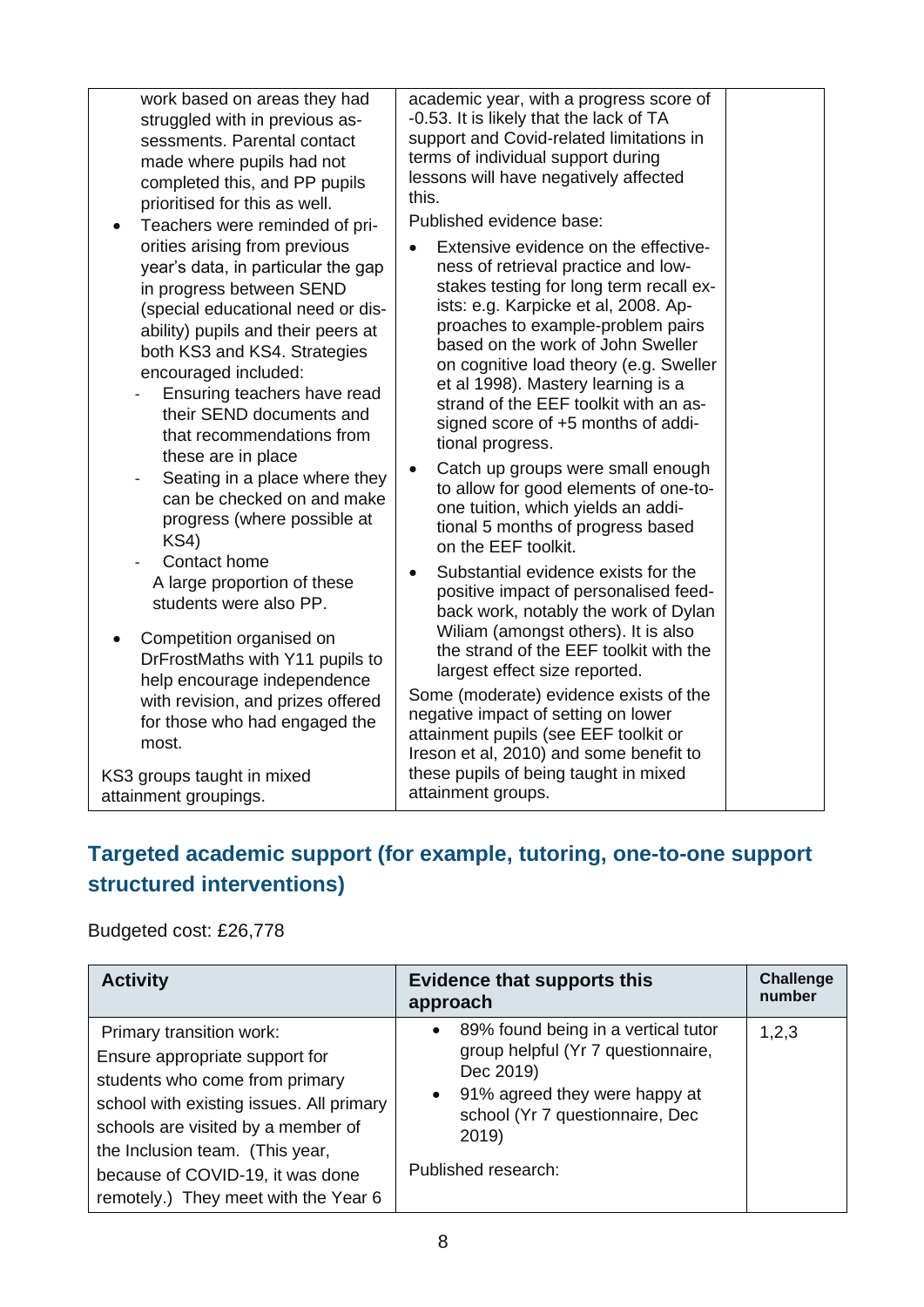| | | |
|---|---|---|
| work based on areas they had struggled with in previous assessments. Parental contact made where pupils had not completed this, and PP pupils prioritised for this as well.<br>• Teachers were reminded of priorities arising from previous year's data, in particular the gap in progress between SEND (special educational need or disability) pupils and their peers at both KS3 and KS4. Strategies encouraged included:<br>- Ensuring teachers have read their SEND documents and that recommendations from these are in place<br>- Seating in a place where they can be checked on and make progress (where possible at KS4)<br>- Contact home<br>A large proportion of these students were also PP.<br>• Competition organised on DrFrostMaths with Y11 pupils to help encourage independence with revision, and prizes offered for those who had engaged the most.<br><br>KS3 groups taught in mixed attainment groupings. | academic year, with a progress score of -0.53. It is likely that the lack of TA support and Covid-related limitations in terms of individual support during lessons will have negatively affected this.<br>Published evidence base:<br>• Extensive evidence on the effectiveness of retrieval practice and low-stakes testing for long term recall exists: e.g. Karpicke et al, 2008. Approaches to example-problem pairs based on the work of John Sweller on cognitive load theory (e.g. Sweller et al 1998). Mastery learning is a strand of the EEF toolkit with an assigned score of +5 months of additional progress.<br>• Catch up groups were small enough to allow for good elements of one-to-one tuition, which yields an additional 5 months of progress based on the EEF toolkit.<br>• Substantial evidence exists for the positive impact of personalised feedback work, notably the work of Dylan Wiliam (amongst others). It is also the strand of the EEF toolkit with the largest effect size reported.<br>Some (moderate) evidence exists of the negative impact of setting on lower attainment pupils (see EEF toolkit or Ireson et al, 2010) and some benefit to these pupils of being taught in mixed attainment groups. | |

## Targeted academic support (for example, tutoring, one-to-one support structured interventions)

Budgeted cost: £26,778

| Activity | Evidence that supports this approach | Challenge number |
|---|---|---|
| Primary transition work:<br>Ensure appropriate support for students who come from primary school with existing issues. All primary schools are visited by a member of the Inclusion team. (This year, because of COVID-19, it was done remotely.) They meet with the Year 6 | • 89% found being in a vertical tutor group helpful (Yr 7 questionnaire, Dec 2019)<br>• 91% agreed they were happy at school (Yr 7 questionnaire, Dec 2019)<br><br>Published research: | 1,2,3 |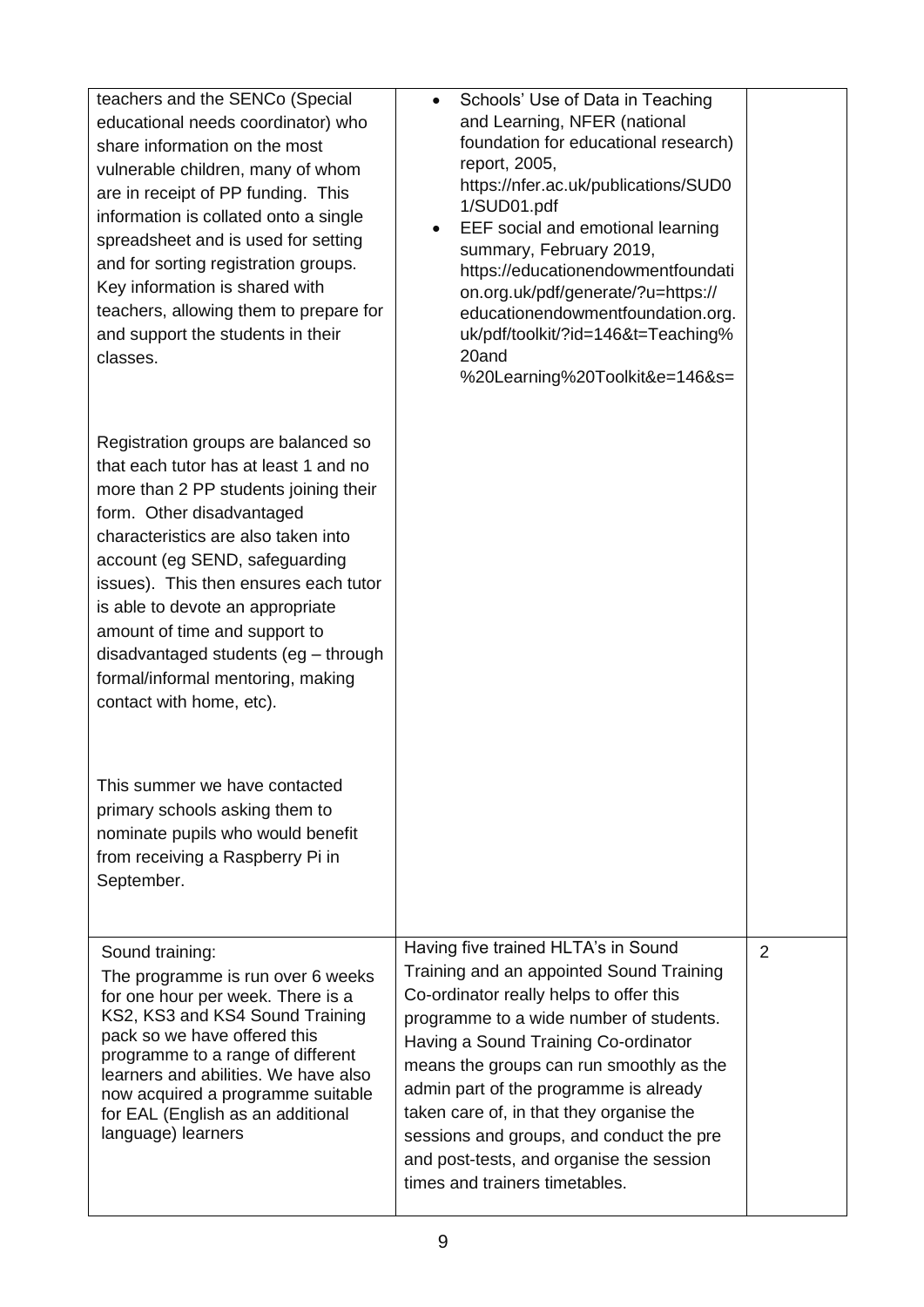| | | |
|---|---|---|
| teachers and the SENCo (Special educational needs coordinator) who share information on the most vulnerable children, many of whom are in receipt of PP funding. This information is collated onto a single spreadsheet and is used for setting and for sorting registration groups. Key information is shared with teachers, allowing them to prepare for and support the students in their classes.<br><br>Registration groups are balanced so that each tutor has at least 1 and no more than 2 PP students joining their form. Other disadvantaged characteristics are also taken into account (eg SEND, safeguarding issues). This then ensures each tutor is able to devote an appropriate amount of time and support to disadvantaged students (eg – through formal/informal mentoring, making contact with home, etc).<br><br>This summer we have contacted primary schools asking them to nominate pupils who would benefit from receiving a Raspberry Pi in September. | • Schools' Use of Data in Teaching and Learning, NFER (national foundation for educational research) report, 2005, https://nfer.ac.uk/publications/SUD01/SUD01.pdf<br>• EEF social and emotional learning summary, February 2019, https://educationendowmentfoundation.org.uk/pdf/generate/?u=https://educationendowmentfoundation.org.uk/pdf/toolkit/?id=146&t=Teaching%20and%20Learning%20Toolkit&e=146&s= | |
| Sound training:<br>The programme is run over 6 weeks for one hour per week. There is a KS2, KS3 and KS4 Sound Training pack so we have offered this programme to a range of different learners and abilities. We have also now acquired a programme suitable for EAL (English as an additional language) learners | Having five trained HLTA's in Sound Training and an appointed Sound Training Co-ordinator really helps to offer this programme to a wide number of students. Having a Sound Training Co-ordinator means the groups can run smoothly as the admin part of the programme is already taken care of, in that they organise the sessions and groups, and conduct the pre and post-tests, and organise the session times and trainers timetables. | 2 |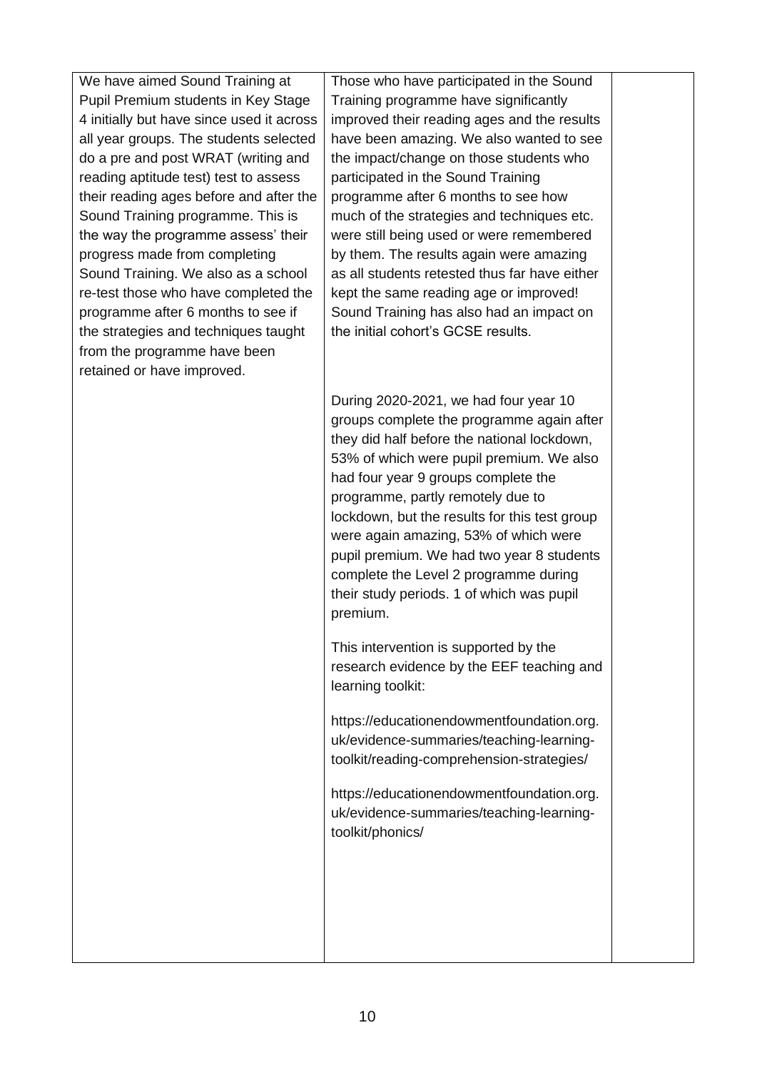| | | |
|---|---|---|
| We have aimed Sound Training at Pupil Premium students in Key Stage 4 initially but have since used it across all year groups. The students selected do a pre and post WRAT (writing and reading aptitude test) test to assess their reading ages before and after the Sound Training programme. This is the way the programme assess' their progress made from completing Sound Training. We also as a school re-test those who have completed the programme after 6 months to see if the strategies and techniques taught from the programme have been retained or have improved. | Those who have participated in the Sound Training programme have significantly improved their reading ages and the results have been amazing. We also wanted to see the impact/change on those students who participated in the Sound Training programme after 6 months to see how much of the strategies and techniques etc. were still being used or were remembered by them. The results again were amazing as all students retested thus far have either kept the same reading age or improved! Sound Training has also had an impact on the initial cohort's GCSE results.<br><br>During 2020-2021, we had four year 10 groups complete the programme again after they did half before the national lockdown, 53% of which were pupil premium. We also had four year 9 groups complete the programme, partly remotely due to lockdown, but the results for this test group were again amazing, 53% of which were pupil premium. We had two year 8 students complete the Level 2 programme during their study periods. 1 of which was pupil premium.<br><br>This intervention is supported by the research evidence by the EEF teaching and learning toolkit:<br><br>https://educationendowmentfoundation.org.uk/evidence-summaries/teaching-learning-toolkit/reading-comprehension-strategies/<br><br>https://educationendowmentfoundation.org.uk/evidence-summaries/teaching-learning-toolkit/phonics/ | |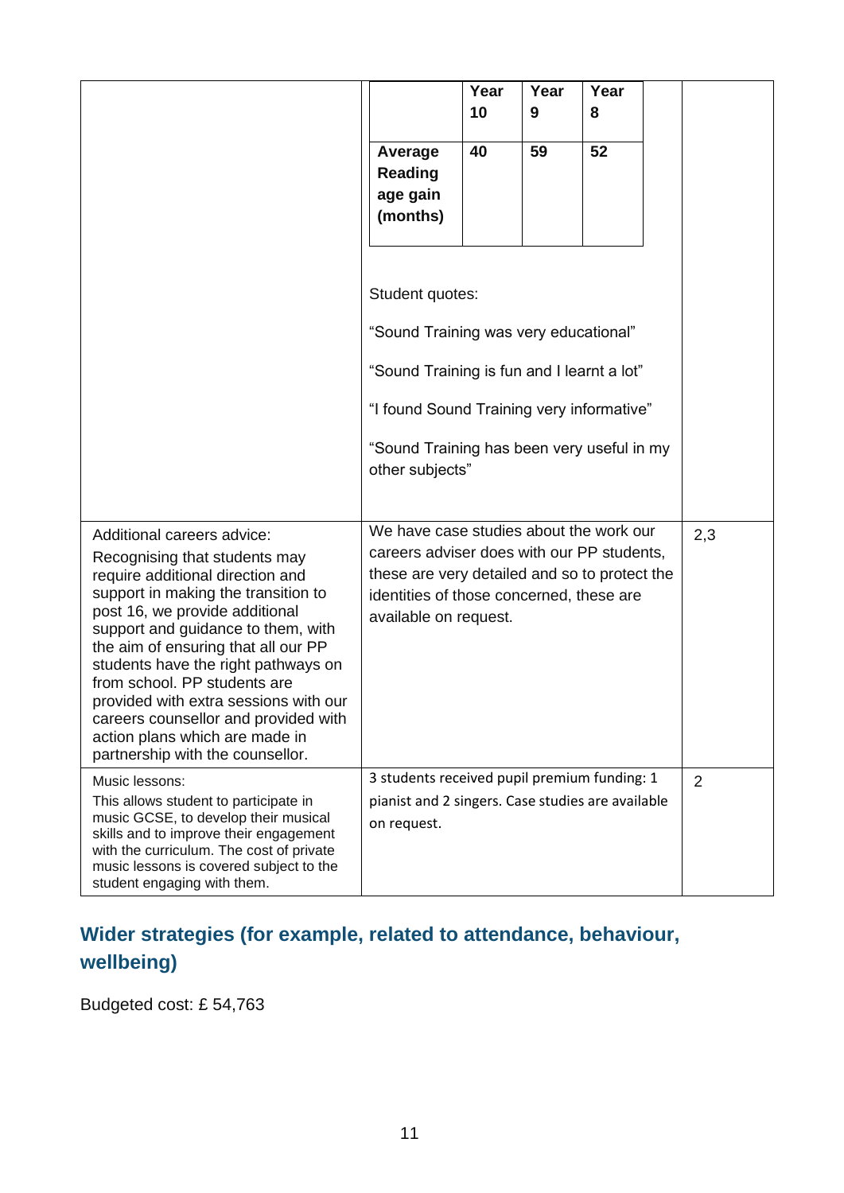| | | |
|---|---|---|
| | <table><tr><th></th><th>Year 10</th><th>Year 9</th><th>Year 8</th></tr><tr><td>**Average Reading age gain (months)**</td><td>**40**</td><td>**59**</td><td>**52**</td></tr></table><br><br>Student quotes:<br><br>"Sound Training was very educational"<br><br>"Sound Training is fun and I learnt a lot"<br><br>"I found Sound Training very informative"<br><br>"Sound Training has been very useful in my other subjects" | |
| Additional careers advice:<br><br>Recognising that students may require additional direction and support in making the transition to post 16, we provide additional support and guidance to them, with the aim of ensuring that all our PP students have the right pathways on from school. PP students are provided with extra sessions with our careers counsellor and provided with action plans which are made in partnership with the counsellor. | We have case studies about the work our careers adviser does with our PP students, these are very detailed and so to protect the identities of those concerned, these are available on request. | 2,3 |
| Music lessons:<br><br>This allows student to participate in music GCSE, to develop their musical skills and to improve their engagement with the curriculum. The cost of private music lessons is covered subject to the student engaging with them. | 3 students received pupil premium funding: 1 pianist and 2 singers. Case studies are available on request. | 2 |

## Wider strategies (for example, related to attendance, behaviour, wellbeing)

Budgeted cost: £ 54,763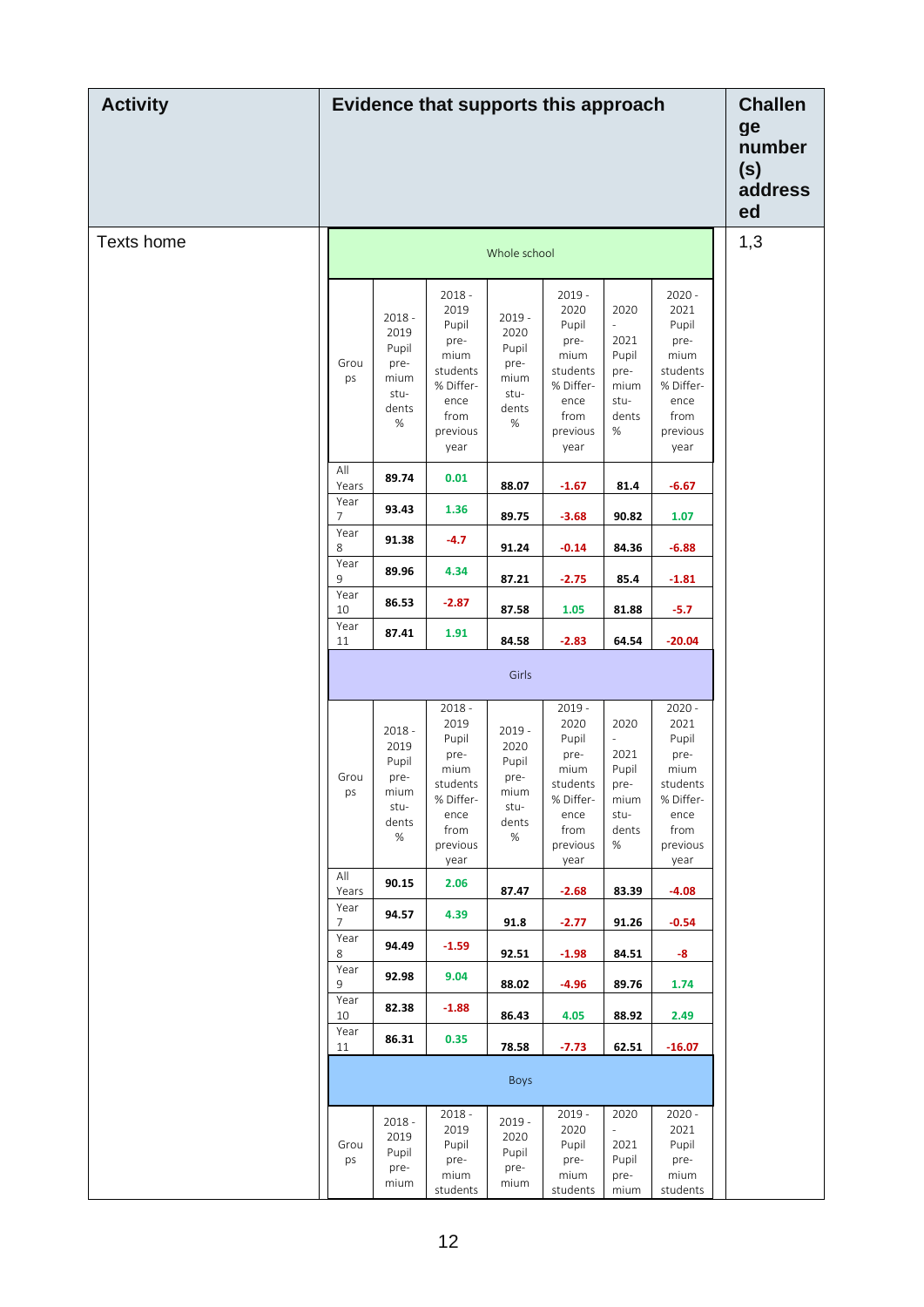| Activity | Evidence that supports this approach | Challenge number(s) addressed |
|---|---|---|
| Texts home | (see tables below) | 1,3 |

**Whole school**

| Groups | 2018 - 2019 Pupil premium students % | 2018 - 2019 Pupil premium students % Difference from previous year | 2019 - 2020 Pupil premium students % | 2019 - 2020 Pupil premium students % Difference from previous year | 2020 - 2021 Pupil premium students % | 2020 - 2021 Pupil premium students % Difference from previous year |
|---|---|---|---|---|---|---|
| All Years | 89.74 | 0.01 | 88.07 | -1.67 | 81.4 | -6.67 |
| Year 7 | 93.43 | 1.36 | 89.75 | -3.68 | 90.82 | 1.07 |
| Year 8 | 91.38 | -4.7 | 91.24 | -0.14 | 84.36 | -6.88 |
| Year 9 | 89.96 | 4.34 | 87.21 | -2.75 | 85.4 | -1.81 |
| Year 10 | 86.53 | -2.87 | 87.58 | 1.05 | 81.88 | -5.7 |
| Year 11 | 87.41 | 1.91 | 84.58 | -2.83 | 64.54 | -20.04 |

**Girls**

| Groups | 2018 - 2019 Pupil premium students % | 2018 - 2019 Pupil premium students % Difference from previous year | 2019 - 2020 Pupil premium students % | 2019 - 2020 Pupil premium students % Difference from previous year | 2020 - 2021 Pupil premium students % | 2020 - 2021 Pupil premium students % Difference from previous year |
|---|---|---|---|---|---|---|
| All Years | 90.15 | 2.06 | 87.47 | -2.68 | 83.39 | -4.08 |
| Year 7 | 94.57 | 4.39 | 91.8 | -2.77 | 91.26 | -0.54 |
| Year 8 | 94.49 | -1.59 | 92.51 | -1.98 | 84.51 | -8 |
| Year 9 | 92.98 | 9.04 | 88.02 | -4.96 | 89.76 | 1.74 |
| Year 10 | 82.38 | -1.88 | 86.43 | 4.05 | 88.92 | 2.49 |
| Year 11 | 86.31 | 0.35 | 78.58 | -7.73 | 62.51 | -16.07 |

**Boys**

| Groups | 2018 - 2019 Pupil premium | 2018 - 2019 Pupil premium students | 2019 - 2020 Pupil premium | 2019 - 2020 Pupil premium students | 2020 - 2021 Pupil premium | 2020 - 2021 Pupil premium students |
|---|---|---|---|---|---|---|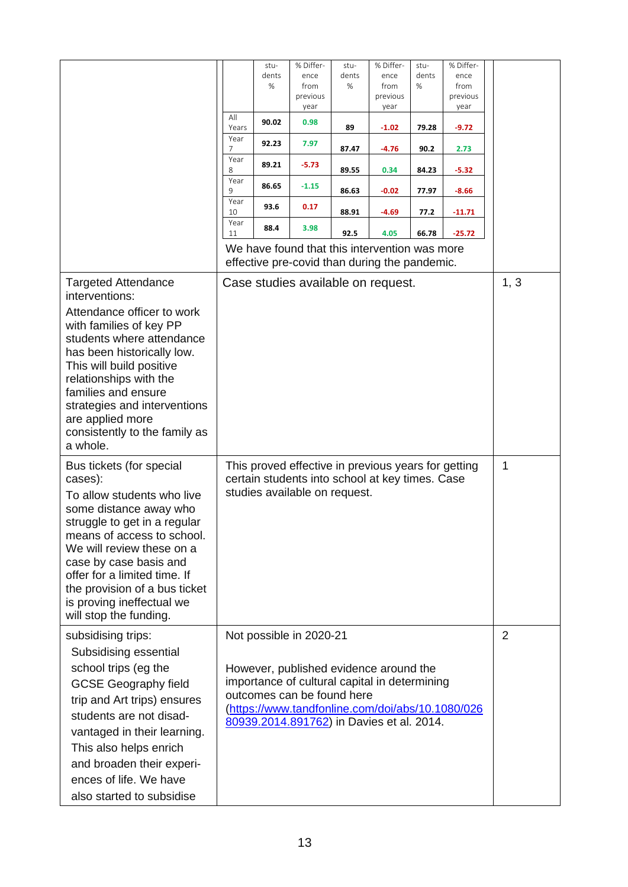| | | | |
|---|---|---|---|
| | <table><tr><td></td><td>students %</td><td>% Difference from previous year</td><td>students %</td><td>% Difference from previous year</td><td>students %</td><td>% Difference from previous year</td></tr><tr><td>All Years</td><td>90.02</td><td>0.98</td><td>89</td><td>-1.02</td><td>79.28</td><td>-9.72</td></tr><tr><td>Year 7</td><td>92.23</td><td>7.97</td><td>87.47</td><td>-4.76</td><td>90.2</td><td>2.73</td></tr><tr><td>Year 8</td><td>89.21</td><td>-5.73</td><td>89.55</td><td>0.34</td><td>84.23</td><td>-5.32</td></tr><tr><td>Year 9</td><td>86.65</td><td>-1.15</td><td>86.63</td><td>-0.02</td><td>77.97</td><td>-8.66</td></tr><tr><td>Year 10</td><td>93.6</td><td>0.17</td><td>88.91</td><td>-4.69</td><td>77.2</td><td>-11.71</td></tr><tr><td>Year 11</td><td>88.4</td><td>3.98</td><td>92.5</td><td>4.05</td><td>66.78</td><td>-25.72</td></tr></table> We have found that this intervention was more effective pre-covid than during the pandemic. | |
| Targeted Attendance interventions:<br><br>Attendance officer to work with families of key PP students where attendance has been historically low. This will build positive relationships with the families and ensure strategies and interventions are applied more consistently to the family as a whole. | Case studies available on request. | 1, 3 |
| Bus tickets (for special cases):<br><br>To allow students who live some distance away who struggle to get in a regular means of access to school. We will review these on a case by case basis and offer for a limited time. If the provision of a bus ticket is proving ineffectual we will stop the funding. | This proved effective in previous years for getting certain students into school at key times. Case studies available on request. | 1 |
| subsidising trips:<br><br>Subsidising essential school trips (eg the GCSE Geography field trip and Art trips) ensures students are not disadvantaged in their learning. This also helps enrich and broaden their experiences of life. We have also started to subsidise | Not possible in 2020-21<br><br>However, published evidence around the importance of cultural capital in determining outcomes can be found here ([https://www.tandfonline.com/doi/abs/10.1080/02680939.2014.891762](https://www.tandfonline.com/doi/abs/10.1080/02680939.2014.891762)) in Davies et al. 2014. | 2 |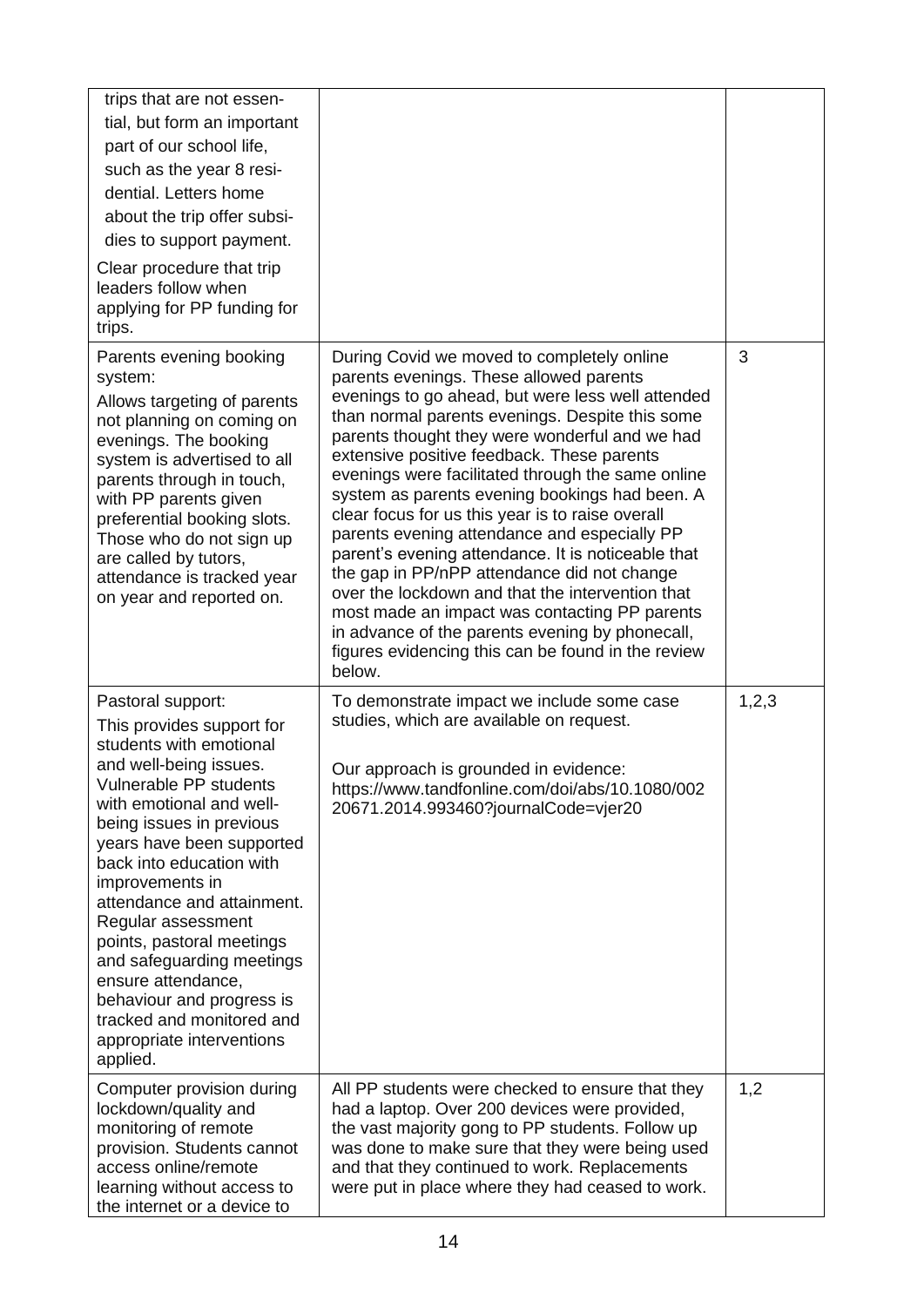| | | |
|---|---|---|
| trips that are not essential, but form an important part of our school life, such as the year 8 residential. Letters home about the trip offer subsidies to support payment.<br><br>Clear procedure that trip leaders follow when applying for PP funding for trips. | | |
| Parents evening booking system:<br><br>Allows targeting of parents not planning on coming on evenings. The booking system is advertised to all parents through in touch, with PP parents given preferential booking slots. Those who do not sign up are called by tutors, attendance is tracked year on year and reported on. | During Covid we moved to completely online parents evenings. These allowed parents evenings to go ahead, but were less well attended than normal parents evenings. Despite this some parents thought they were wonderful and we had extensive positive feedback. These parents evenings were facilitated through the same online system as parents evening bookings had been. A clear focus for us this year is to raise overall parents evening attendance and especially PP parent's evening attendance. It is noticeable that the gap in PP/nPP attendance did not change over the lockdown and that the intervention that most made an impact was contacting PP parents in advance of the parents evening by phonecall, figures evidencing this can be found in the review below. | 3 |
| Pastoral support:<br><br>This provides support for students with emotional and well-being issues. Vulnerable PP students with emotional and well-being issues in previous years have been supported back into education with improvements in attendance and attainment. Regular assessment points, pastoral meetings and safeguarding meetings ensure attendance, behaviour and progress is tracked and monitored and appropriate interventions applied. | To demonstrate impact we include some case studies, which are available on request.<br><br>Our approach is grounded in evidence: https://www.tandfonline.com/doi/abs/10.1080/00220671.2014.993460?journalCode=vjer20 | 1,2,3 |
| Computer provision during lockdown/quality and monitoring of remote provision. Students cannot access online/remote learning without access to the internet or a device to | All PP students were checked to ensure that they had a laptop. Over 200 devices were provided, the vast majority gong to PP students. Follow up was done to make sure that they were being used and that they continued to work. Replacements were put in place where they had ceased to work. | 1,2 |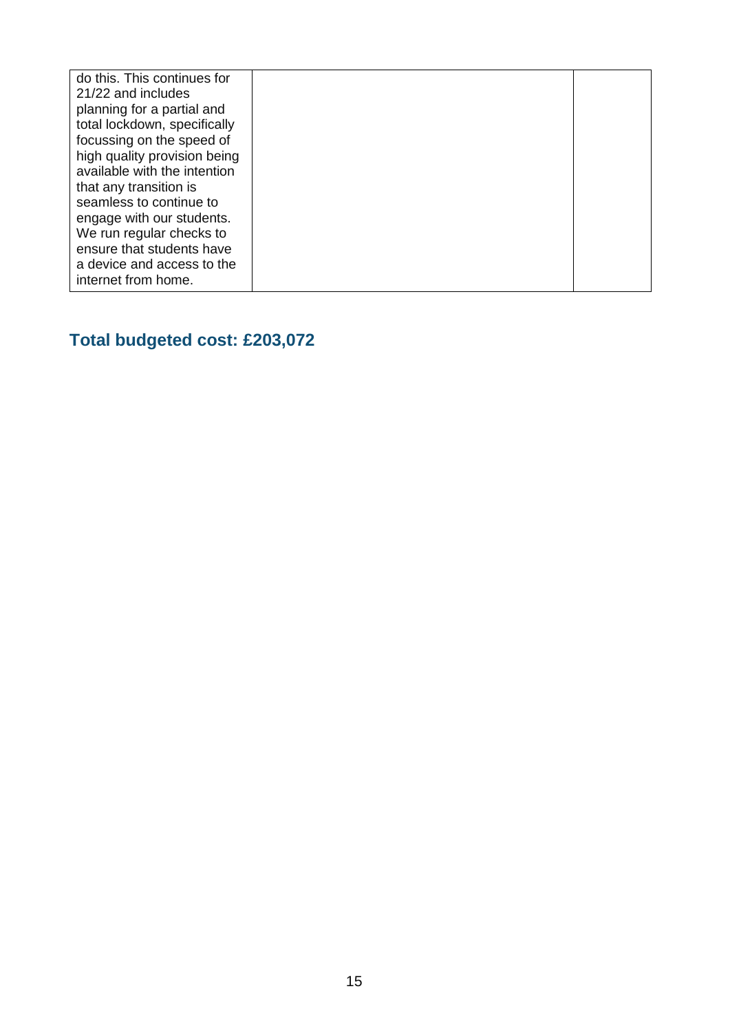| | | |
|---|---|---|
| do this. This continues for 21/22 and includes planning for a partial and total lockdown, specifically focussing on the speed of high quality provision being available with the intention that any transition is seamless to continue to engage with our students. We run regular checks to ensure that students have a device and access to the internet from home. | | |

## Total budgeted cost: £203,072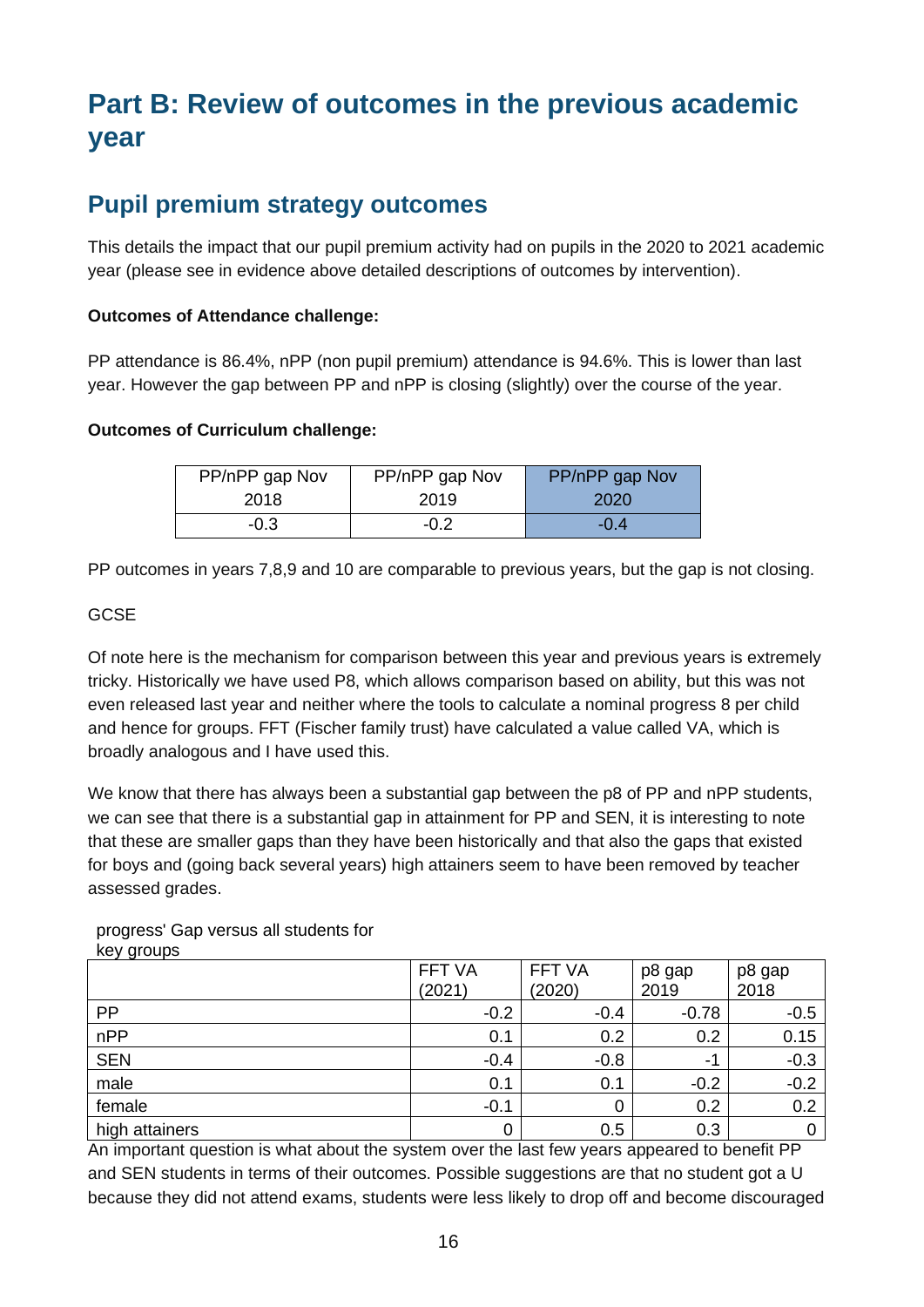# Part B: Review of outcomes in the previous academic year

## Pupil premium strategy outcomes

This details the impact that our pupil premium activity had on pupils in the 2020 to 2021 academic year (please see in evidence above detailed descriptions of outcomes by intervention).

**Outcomes of Attendance challenge:**

PP attendance is 86.4%, nPP (non pupil premium) attendance is 94.6%. This is lower than last year. However the gap between PP and nPP is closing (slightly) over the course of the year.

**Outcomes of Curriculum challenge:**

| PP/nPP gap Nov 2018 | PP/nPP gap Nov 2019 | PP/nPP gap Nov 2020 |
|---|---|---|
| -0.3 | -0.2 | -0.4 |

PP outcomes in years 7,8,9 and 10 are comparable to previous years, but the gap is not closing.

GCSE

Of note here is the mechanism for comparison between this year and previous years is extremely tricky. Historically we have used P8, which allows comparison based on ability, but this was not even released last year and neither where the tools to calculate a nominal progress 8 per child and hence for groups. FFT (Fischer family trust) have calculated a value called VA, which is broadly analogous and I have used this.

We know that there has always been a substantial gap between the p8 of PP and nPP students, we can see that there is a substantial gap in attainment for PP and SEN, it is interesting to note that these are smaller gaps than they have been historically and that also the gaps that existed for boys and (going back several years) high attainers seem to have been removed by teacher assessed grades.

progress' Gap versus all students for key groups

| | FFT VA (2021) | FFT VA (2020) | p8 gap 2019 | p8 gap 2018 |
|---|---|---|---|---|
| PP | -0.2 | -0.4 | -0.78 | -0.5 |
| nPP | 0.1 | 0.2 | 0.2 | 0.15 |
| SEN | -0.4 | -0.8 | -1 | -0.3 |
| male | 0.1 | 0.1 | -0.2 | -0.2 |
| female | -0.1 | 0 | 0.2 | 0.2 |
| high attainers | 0 | 0.5 | 0.3 | 0 |

An important question is what about the system over the last few years appeared to benefit PP and SEN students in terms of their outcomes. Possible suggestions are that no student got a U because they did not attend exams, students were less likely to drop off and become discouraged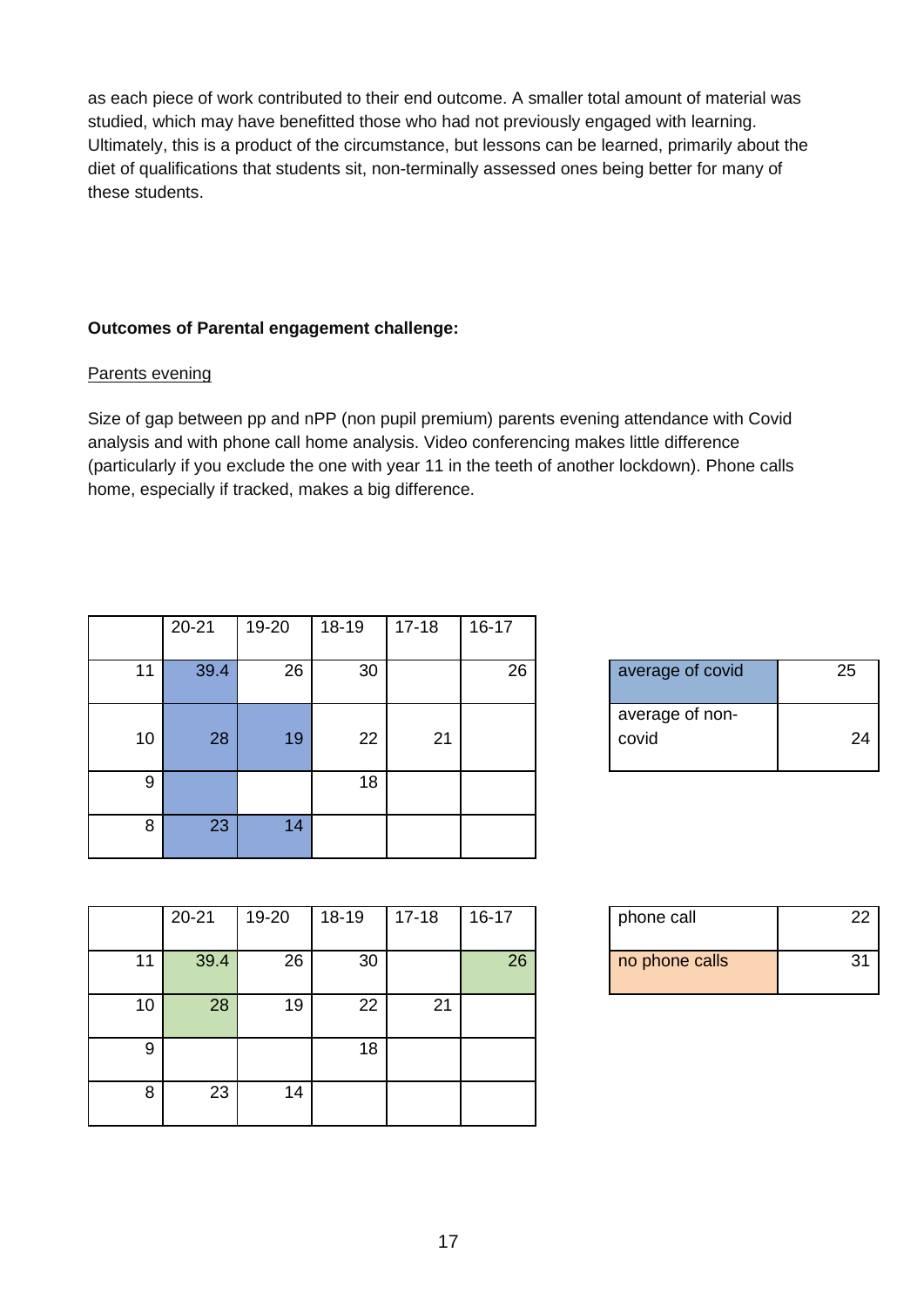as each piece of work contributed to their end outcome. A smaller total amount of material was studied, which may have benefitted those who had not previously engaged with learning. Ultimately, this is a product of the circumstance, but lessons can be learned, primarily about the diet of qualifications that students sit, non-terminally assessed ones being better for many of these students.

**Outcomes of Parental engagement challenge:**

Parents evening

Size of gap between pp and nPP (non pupil premium) parents evening attendance with Covid analysis and with phone call home analysis. Video conferencing makes little difference (particularly if you exclude the one with year 11 in the teeth of another lockdown). Phone calls home, especially if tracked, makes a big difference.

| | 20-21 | 19-20 | 18-19 | 17-18 | 16-17 |
|---|---|---|---|---|---|
| 11 | 39.4 | 26 | 30 | | 26 |
| 10 | 28 | 19 | 22 | 21 | |
| 9 | | | 18 | | |
| 8 | 23 | 14 | | | |

| | |
|---|---|
| average of covid | 25 |
| average of non-covid | 24 |

| | 20-21 | 19-20 | 18-19 | 17-18 | 16-17 |
|---|---|---|---|---|---|
| 11 | 39.4 | 26 | 30 | | 26 |
| 10 | 28 | 19 | 22 | 21 | |
| 9 | | | 18 | | |
| 8 | 23 | 14 | | | |

| | |
|---|---|
| phone call | 22 |
| no phone calls | 31 |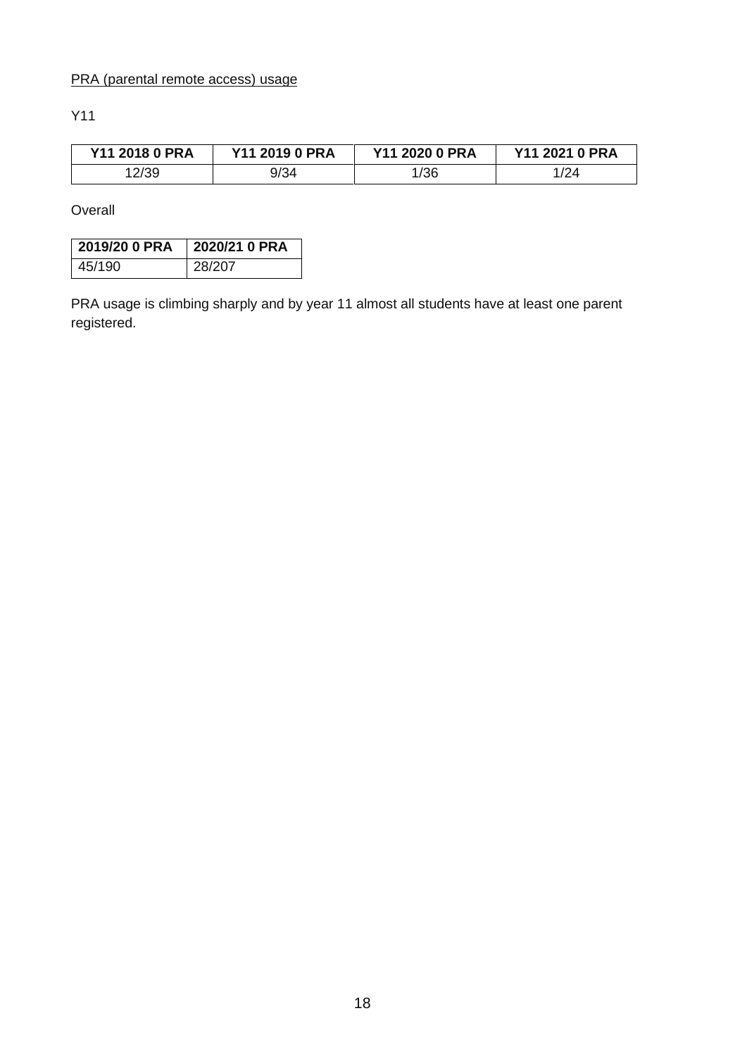PRA (parental remote access) usage

Y11

| Y11 2018 0 PRA | Y11 2019 0 PRA | Y11 2020 0 PRA | Y11 2021 0 PRA |
|---|---|---|---|
| 12/39 | 9/34 | 1/36 | 1/24 |

Overall

| 2019/20 0 PRA | 2020/21 0 PRA |
|---|---|
| 45/190 | 28/207 |

PRA usage is climbing sharply and by year 11 almost all students have at least one parent registered.